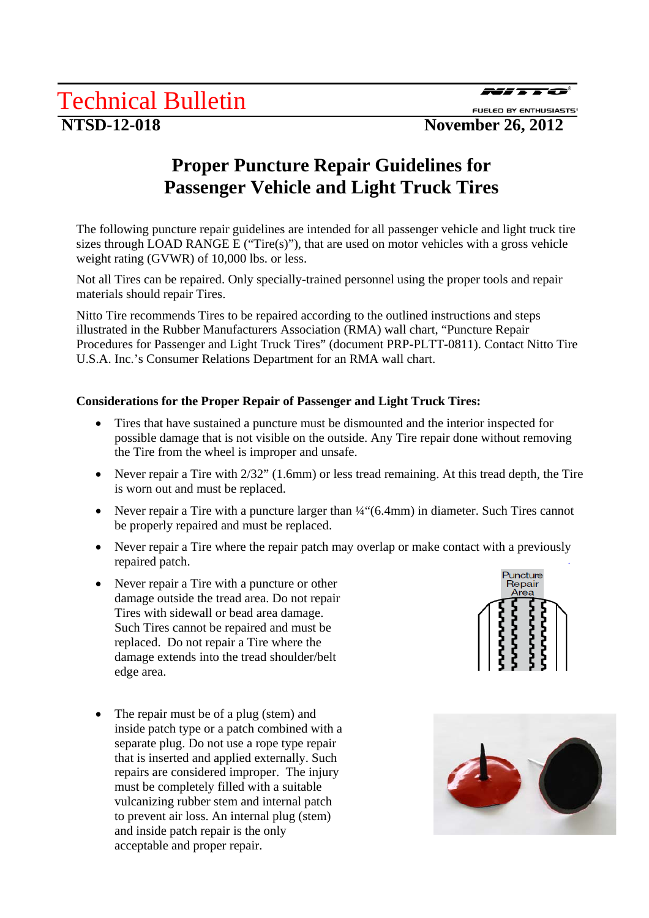# Technical Bulletin

**NTSD-12-018** **November 26, 2012**

## Proper Puncture Repair Guidelines for Passenger Vehicle and Light Truck Tires

The following puncture repair guidelines are intended for all passenger vehicle and light truck tire sizes through LOAD RANGE E ("Tire(s)"), that are used on motor vehicles with a gross vehicle weight rating (GVWR) of 10,000 lbs. or less.

Not all Tires can be repaired. Only specially-trained personnel using the proper tools and repair materials should repair Tires.

Nitto Tire recommends Tires to be repaired according to the outlined instructions and steps illustrated in the Rubber Manufacturers Association (RMA) wall chart, "Puncture Repair Procedures for Passenger and Light Truck Tires" (document PRP-PLTT-0811). Contact Nitto Tire U.S.A. Inc.'s Consumer Relations Department for an RMA wall chart.

**Considerations for the Proper Repair of Passenger and Light Truck Tires:**

- Tires that have sustained a puncture must be dismounted and the interior inspected for possible damage that is not visible on the outside. Any Tire repair done without removing the Tire from the wheel is improper and unsafe.
- Never repair a Tire with 2/32" (1.6mm) or less tread remaining. At this tread depth, the Tire is worn out and must be replaced.
- Never repair a Tire with a puncture larger than ¼"(6.4mm) in diameter. Such Tires cannot be properly repaired and must be replaced.
- Never repair a Tire where the repair patch may overlap or make contact with a previously repaired patch.
- Never repair a Tire with a puncture or other damage outside the tread area. Do not repair Tires with sidewall or bead area damage. Such Tires cannot be repaired and must be replaced. Do not repair a Tire where the damage extends into the tread shoulder/belt edge area.
- The repair must be of a plug (stem) and inside patch type or a patch combined with a separate plug. Do not use a rope type repair that is inserted and applied externally. Such repairs are considered improper. The injury must be completely filled with a suitable vulcanizing rubber stem and internal patch to prevent air loss. An internal plug (stem) and inside patch repair is the only acceptable and proper repair.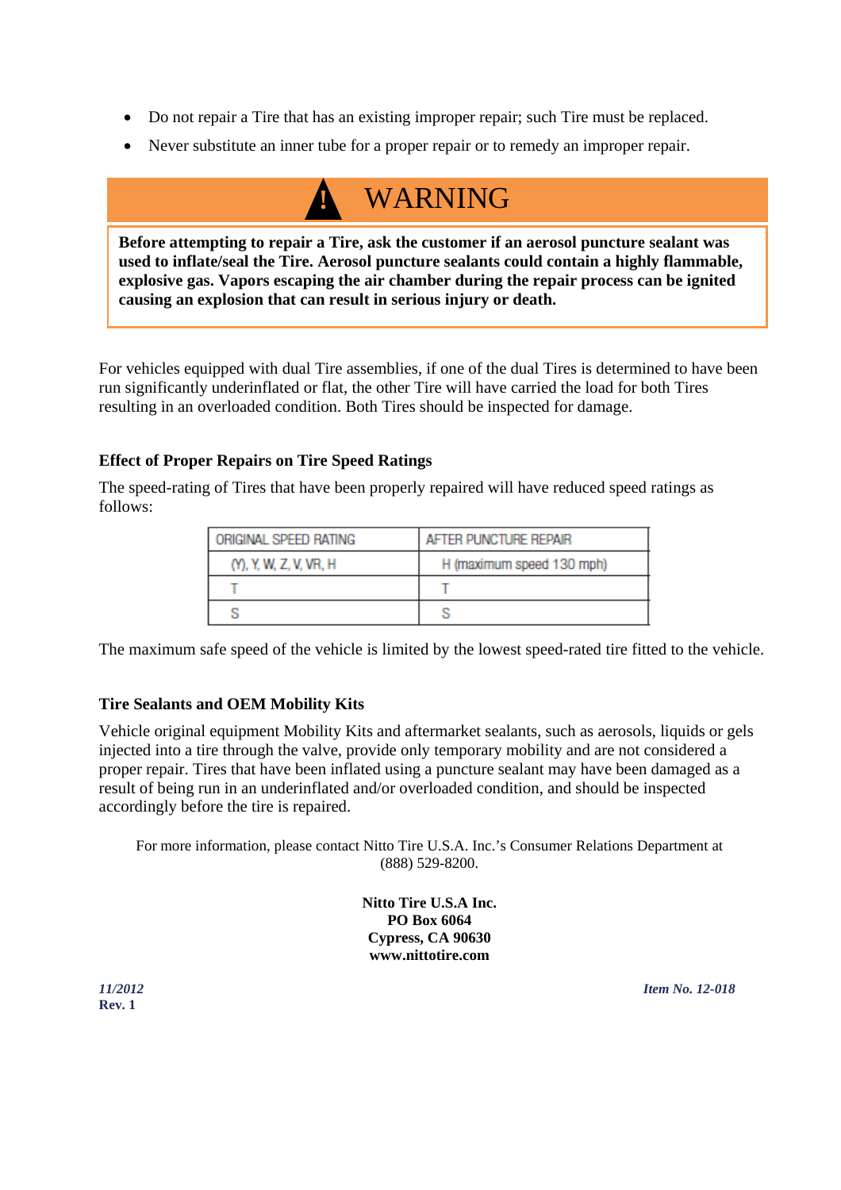- Do not repair a Tire that has an existing improper repair; such Tire must be replaced.
- Never substitute an inner tube for a proper repair or to remedy an improper repair.

## ⚠ WARNING

**Before attempting to repair a Tire, ask the customer if an aerosol puncture sealant was used to inflate/seal the Tire. Aerosol puncture sealants could contain a highly flammable, explosive gas. Vapors escaping the air chamber during the repair process can be ignited causing an explosion that can result in serious injury or death.**

For vehicles equipped with dual Tire assemblies, if one of the dual Tires is determined to have been run significantly underinflated or flat, the other Tire will have carried the load for both Tires resulting in an overloaded condition. Both Tires should be inspected for damage.

### Effect of Proper Repairs on Tire Speed Ratings

The speed-rating of Tires that have been properly repaired will have reduced speed ratings as follows:

| ORIGINAL SPEED RATING | AFTER PUNCTURE REPAIR |
|---|---|
| (Y), Y, W, Z, V, VR, H | H (maximum speed 130 mph) |
| T | T |
| S | S |

The maximum safe speed of the vehicle is limited by the lowest speed-rated tire fitted to the vehicle.

### Tire Sealants and OEM Mobility Kits

Vehicle original equipment Mobility Kits and aftermarket sealants, such as aerosols, liquids or gels injected into a tire through the valve, provide only temporary mobility and are not considered a proper repair. Tires that have been inflated using a puncture sealant may have been damaged as a result of being run in an underinflated and/or overloaded condition, and should be inspected accordingly before the tire is repaired.

For more information, please contact Nitto Tire U.S.A. Inc.'s Consumer Relations Department at (888) 529-8200.

**Nitto Tire U.S.A Inc.**
**PO Box 6064**
**Cypress, CA 90630**
**www.nittotire.com**

***11/2012***
**Rev. 1**

***Item No. 12-018***